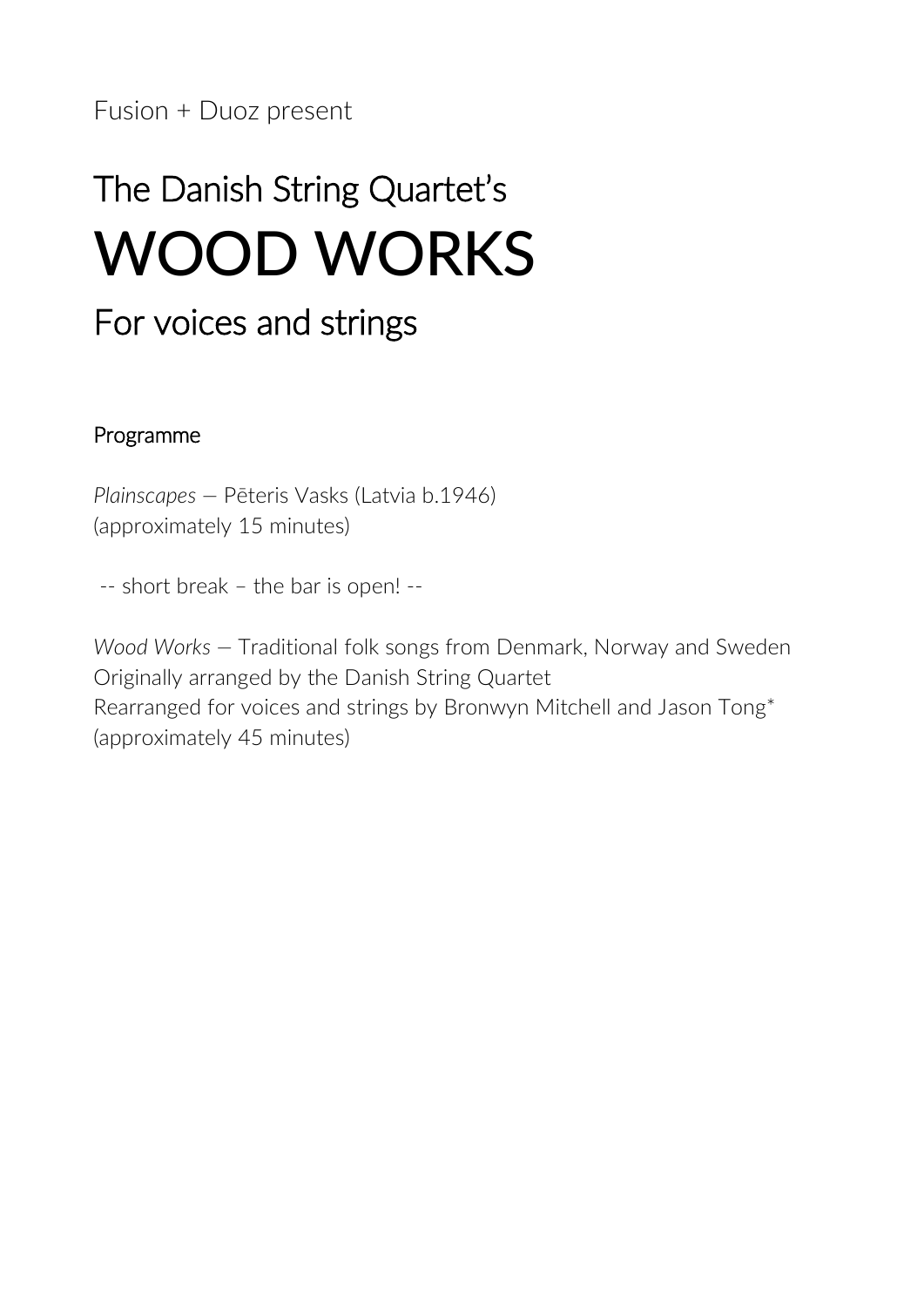Fusion + Duoz present

# The Danish String Quartet's

# WOOD WORKS

## For voices and strings

### Programme

*Plainscapes* — Pēteris Vasks (Latvia b.1946)
(approximately 15 minutes)

-- short break – the bar is open! --

*Wood Works* — Traditional folk songs from Denmark, Norway and Sweden
Originally arranged by the Danish String Quartet
Rearranged for voices and strings by Bronwyn Mitchell and Jason Tong*
(approximately 45 minutes)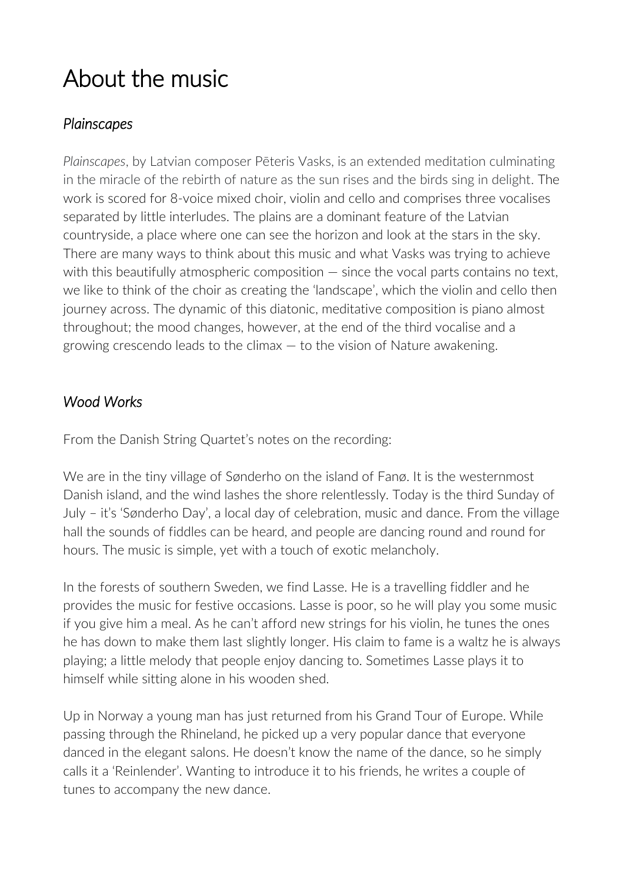# About the music

## *Plainscapes*

*Plainscapes*, by Latvian composer Pēteris Vasks, is an extended meditation culminating in the miracle of the rebirth of nature as the sun rises and the birds sing in delight. The work is scored for 8-voice mixed choir, violin and cello and comprises three vocalises separated by little interludes. The plains are a dominant feature of the Latvian countryside, a place where one can see the horizon and look at the stars in the sky. There are many ways to think about this music and what Vasks was trying to achieve with this beautifully atmospheric composition — since the vocal parts contains no text, we like to think of the choir as creating the 'landscape', which the violin and cello then journey across. The dynamic of this diatonic, meditative composition is piano almost throughout; the mood changes, however, at the end of the third vocalise and a growing crescendo leads to the climax — to the vision of Nature awakening.

## *Wood Works*

From the Danish String Quartet's notes on the recording:

We are in the tiny village of Sønderho on the island of Fanø. It is the westernmost Danish island, and the wind lashes the shore relentlessly. Today is the third Sunday of July – it's 'Sønderho Day', a local day of celebration, music and dance. From the village hall the sounds of fiddles can be heard, and people are dancing round and round for hours. The music is simple, yet with a touch of exotic melancholy.

In the forests of southern Sweden, we find Lasse. He is a travelling fiddler and he provides the music for festive occasions. Lasse is poor, so he will play you some music if you give him a meal. As he can't afford new strings for his violin, he tunes the ones he has down to make them last slightly longer. His claim to fame is a waltz he is always playing; a little melody that people enjoy dancing to. Sometimes Lasse plays it to himself while sitting alone in his wooden shed.

Up in Norway a young man has just returned from his Grand Tour of Europe. While passing through the Rhineland, he picked up a very popular dance that everyone danced in the elegant salons. He doesn't know the name of the dance, so he simply calls it a 'Reinlender'. Wanting to introduce it to his friends, he writes a couple of tunes to accompany the new dance.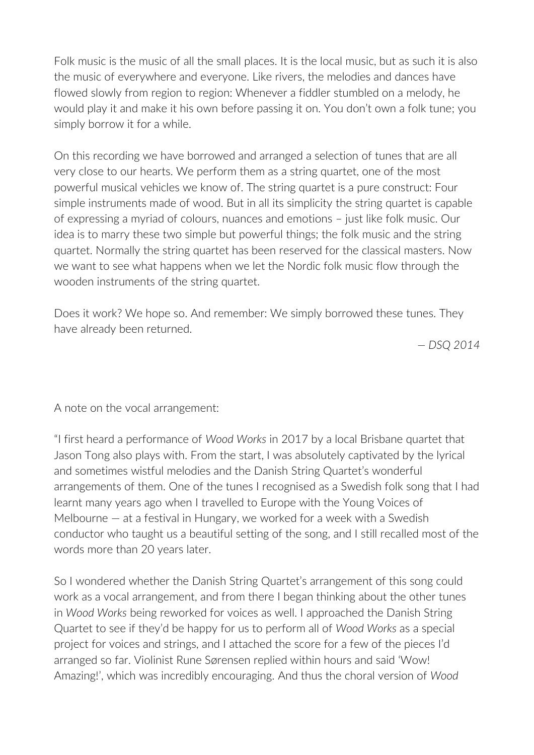Folk music is the music of all the small places. It is the local music, but as such it is also the music of everywhere and everyone. Like rivers, the melodies and dances have flowed slowly from region to region: Whenever a fiddler stumbled on a melody, he would play it and make it his own before passing it on. You don't own a folk tune; you simply borrow it for a while.

On this recording we have borrowed and arranged a selection of tunes that are all very close to our hearts. We perform them as a string quartet, one of the most powerful musical vehicles we know of. The string quartet is a pure construct: Four simple instruments made of wood. But in all its simplicity the string quartet is capable of expressing a myriad of colours, nuances and emotions – just like folk music. Our idea is to marry these two simple but powerful things; the folk music and the string quartet. Normally the string quartet has been reserved for the classical masters. Now we want to see what happens when we let the Nordic folk music flow through the wooden instruments of the string quartet.

Does it work? We hope so. And remember: We simply borrowed these tunes. They have already been returned.

*— DSQ 2014*

A note on the vocal arrangement:

"I first heard a performance of *Wood Works* in 2017 by a local Brisbane quartet that Jason Tong also plays with. From the start, I was absolutely captivated by the lyrical and sometimes wistful melodies and the Danish String Quartet's wonderful arrangements of them. One of the tunes I recognised as a Swedish folk song that I had learnt many years ago when I travelled to Europe with the Young Voices of Melbourne — at a festival in Hungary, we worked for a week with a Swedish conductor who taught us a beautiful setting of the song, and I still recalled most of the words more than 20 years later.

So I wondered whether the Danish String Quartet's arrangement of this song could work as a vocal arrangement, and from there I began thinking about the other tunes in *Wood Works* being reworked for voices as well. I approached the Danish String Quartet to see if they'd be happy for us to perform all of *Wood Works* as a special project for voices and strings, and I attached the score for a few of the pieces I'd arranged so far. Violinist Rune Sørensen replied within hours and said 'Wow! Amazing!', which was incredibly encouraging. And thus the choral version of *Wood*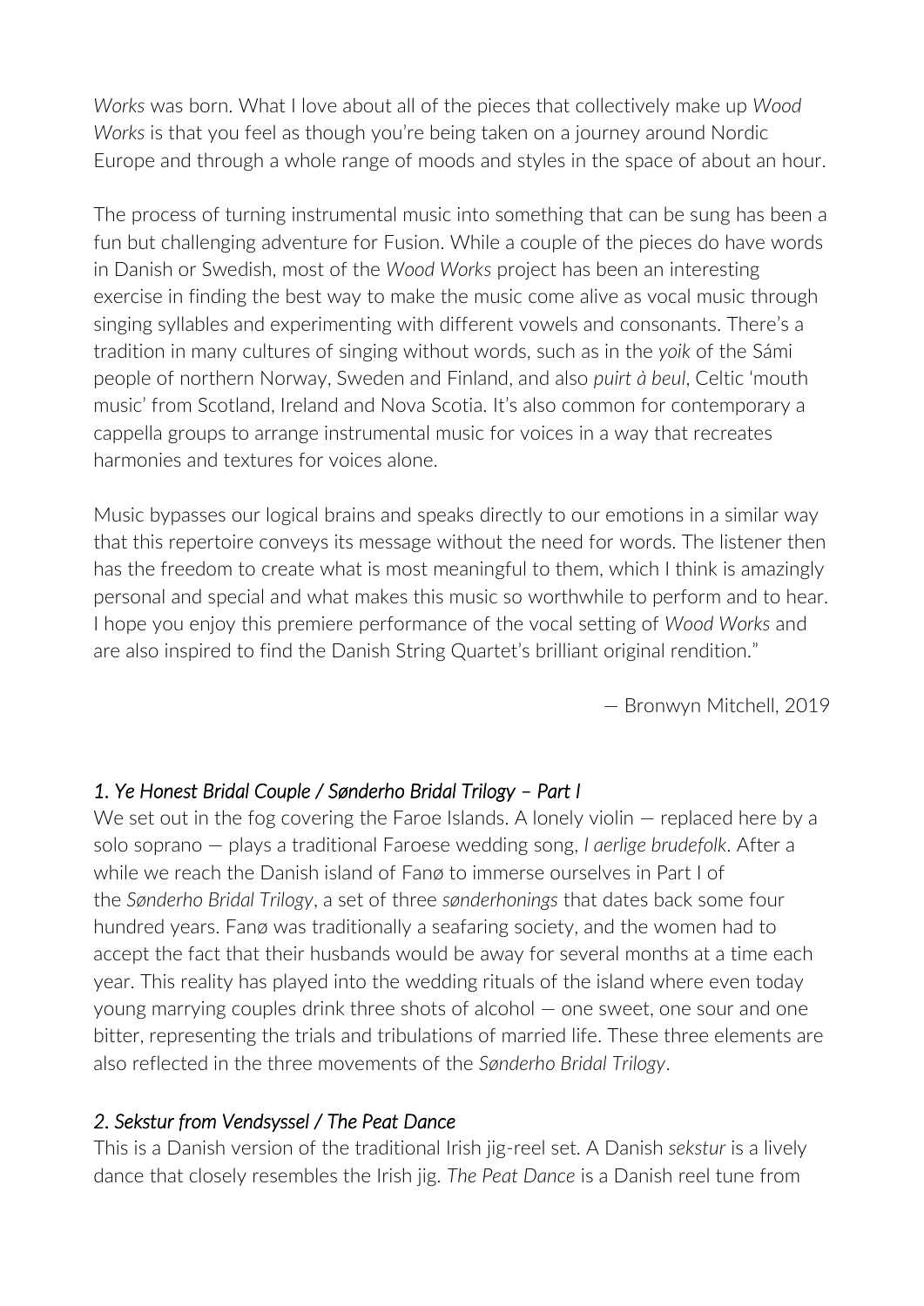*Works* was born. What I love about all of the pieces that collectively make up *Wood Works* is that you feel as though you're being taken on a journey around Nordic Europe and through a whole range of moods and styles in the space of about an hour.

The process of turning instrumental music into something that can be sung has been a fun but challenging adventure for Fusion. While a couple of the pieces do have words in Danish or Swedish, most of the *Wood Works* project has been an interesting exercise in finding the best way to make the music come alive as vocal music through singing syllables and experimenting with different vowels and consonants. There's a tradition in many cultures of singing without words, such as in the *yoik* of the Sámi people of northern Norway, Sweden and Finland, and also *puirt à beul*, Celtic 'mouth music' from Scotland, Ireland and Nova Scotia. It's also common for contemporary a cappella groups to arrange instrumental music for voices in a way that recreates harmonies and textures for voices alone.

Music bypasses our logical brains and speaks directly to our emotions in a similar way that this repertoire conveys its message without the need for words. The listener then has the freedom to create what is most meaningful to them, which I think is amazingly personal and special and what makes this music so worthwhile to perform and to hear. I hope you enjoy this premiere performance of the vocal setting of *Wood Works* and are also inspired to find the Danish String Quartet's brilliant original rendition."

— Bronwyn Mitchell, 2019

### *1. Ye Honest Bridal Couple / Sønderho Bridal Trilogy – Part I*

We set out in the fog covering the Faroe Islands. A lonely violin — replaced here by a solo soprano — plays a traditional Faroese wedding song, *I aerlige brudefolk*. After a while we reach the Danish island of Fanø to immerse ourselves in Part I of the *Sønderho Bridal Trilogy*, a set of three *sønderhonings* that dates back some four hundred years. Fanø was traditionally a seafaring society, and the women had to accept the fact that their husbands would be away for several months at a time each year. This reality has played into the wedding rituals of the island where even today young marrying couples drink three shots of alcohol — one sweet, one sour and one bitter, representing the trials and tribulations of married life. These three elements are also reflected in the three movements of the *Sønderho Bridal Trilogy*.

### *2. Sekstur from Vendsyssel / The Peat Dance*

This is a Danish version of the traditional Irish jig-reel set. A Danish *sekstur* is a lively dance that closely resembles the Irish jig. *The Peat Dance* is a Danish reel tune from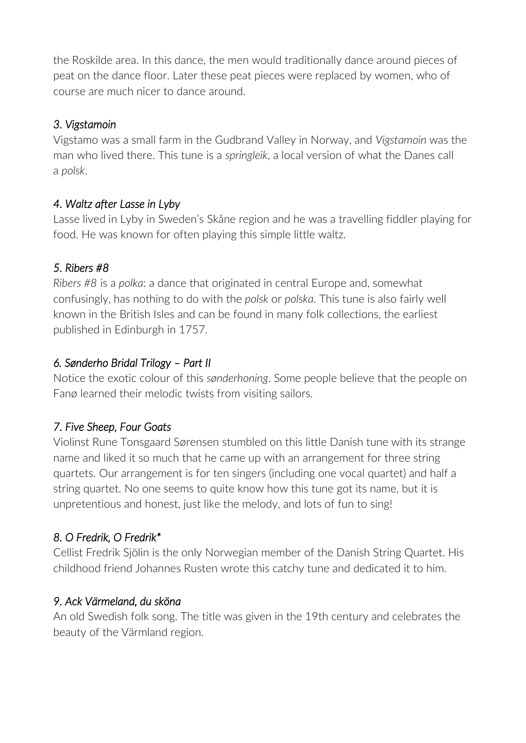the Roskilde area. In this dance, the men would traditionally dance around pieces of peat on the dance floor. Later these peat pieces were replaced by women, who of course are much nicer to dance around.

### *3. Vigstamoin*

Vigstamo was a small farm in the Gudbrand Valley in Norway, and *Vigstamoin* was the man who lived there. This tune is a *springleik*, a local version of what the Danes call a *polsk*.

### *4. Waltz after Lasse in Lyby*

Lasse lived in Lyby in Sweden's Skåne region and he was a travelling fiddler playing for food. He was known for often playing this simple little waltz.

### *5. Ribers #8*

*Ribers #8* is a *polka*: a dance that originated in central Europe and, somewhat confusingly, has nothing to do with the *polsk* or *polska*. This tune is also fairly well known in the British Isles and can be found in many folk collections, the earliest published in Edinburgh in 1757.

### *6. Sønderho Bridal Trilogy – Part II*

Notice the exotic colour of this *sønderhoning*. Some people believe that the people on Fanø learned their melodic twists from visiting sailors.

### *7. Five Sheep, Four Goats*

Violinst Rune Tonsgaard Sørensen stumbled on this little Danish tune with its strange name and liked it so much that he came up with an arrangement for three string quartets. Our arrangement is for ten singers (including one vocal quartet) and half a string quartet. No one seems to quite know how this tune got its name, but it is unpretentious and honest, just like the melody, and lots of fun to sing!

### *8. O Fredrik, O Fredrik**

Cellist Fredrik Sjölin is the only Norwegian member of the Danish String Quartet. His childhood friend Johannes Rusten wrote this catchy tune and dedicated it to him.

### *9. Ack Värmeland, du sköna*

An old Swedish folk song. The title was given in the 19th century and celebrates the beauty of the Värmland region.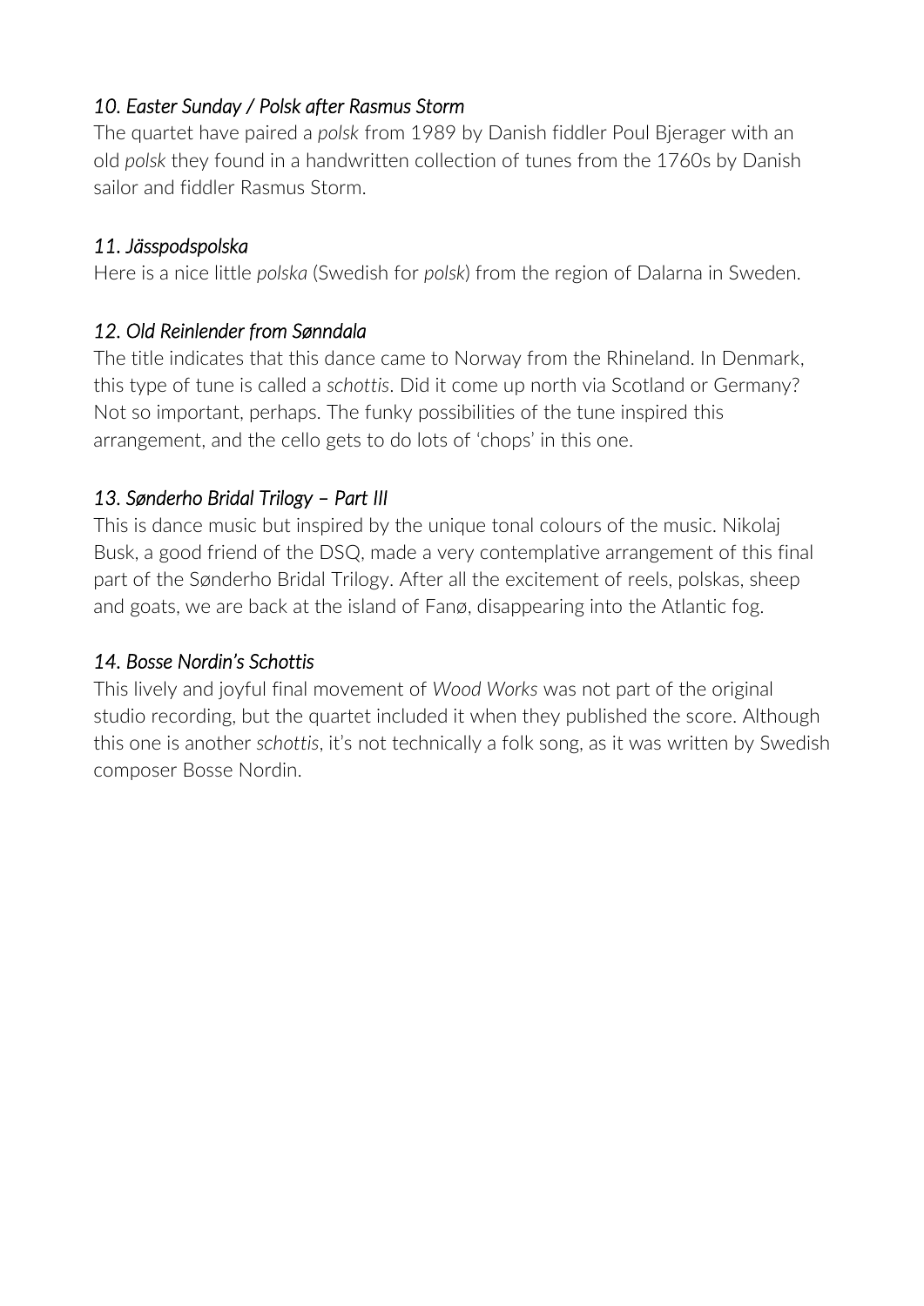*10. Easter Sunday / Polsk after Rasmus Storm*

The quartet have paired a *polsk* from 1989 by Danish fiddler Poul Bjerager with an old *polsk* they found in a handwritten collection of tunes from the 1760s by Danish sailor and fiddler Rasmus Storm.

*11. Jässpodspolska*

Here is a nice little *polska* (Swedish for *polsk*) from the region of Dalarna in Sweden.

*12. Old Reinlender from Sønndala*

The title indicates that this dance came to Norway from the Rhineland. In Denmark, this type of tune is called a *schottis*. Did it come up north via Scotland or Germany? Not so important, perhaps. The funky possibilities of the tune inspired this arrangement, and the cello gets to do lots of 'chops' in this one.

*13. Sønderho Bridal Trilogy – Part III*

This is dance music but inspired by the unique tonal colours of the music. Nikolaj Busk, a good friend of the DSQ, made a very contemplative arrangement of this final part of the Sønderho Bridal Trilogy. After all the excitement of reels, polskas, sheep and goats, we are back at the island of Fanø, disappearing into the Atlantic fog.

*14. Bosse Nordin's Schottis*

This lively and joyful final movement of *Wood Works* was not part of the original studio recording, but the quartet included it when they published the score. Although this one is another *schottis*, it's not technically a folk song, as it was written by Swedish composer Bosse Nordin.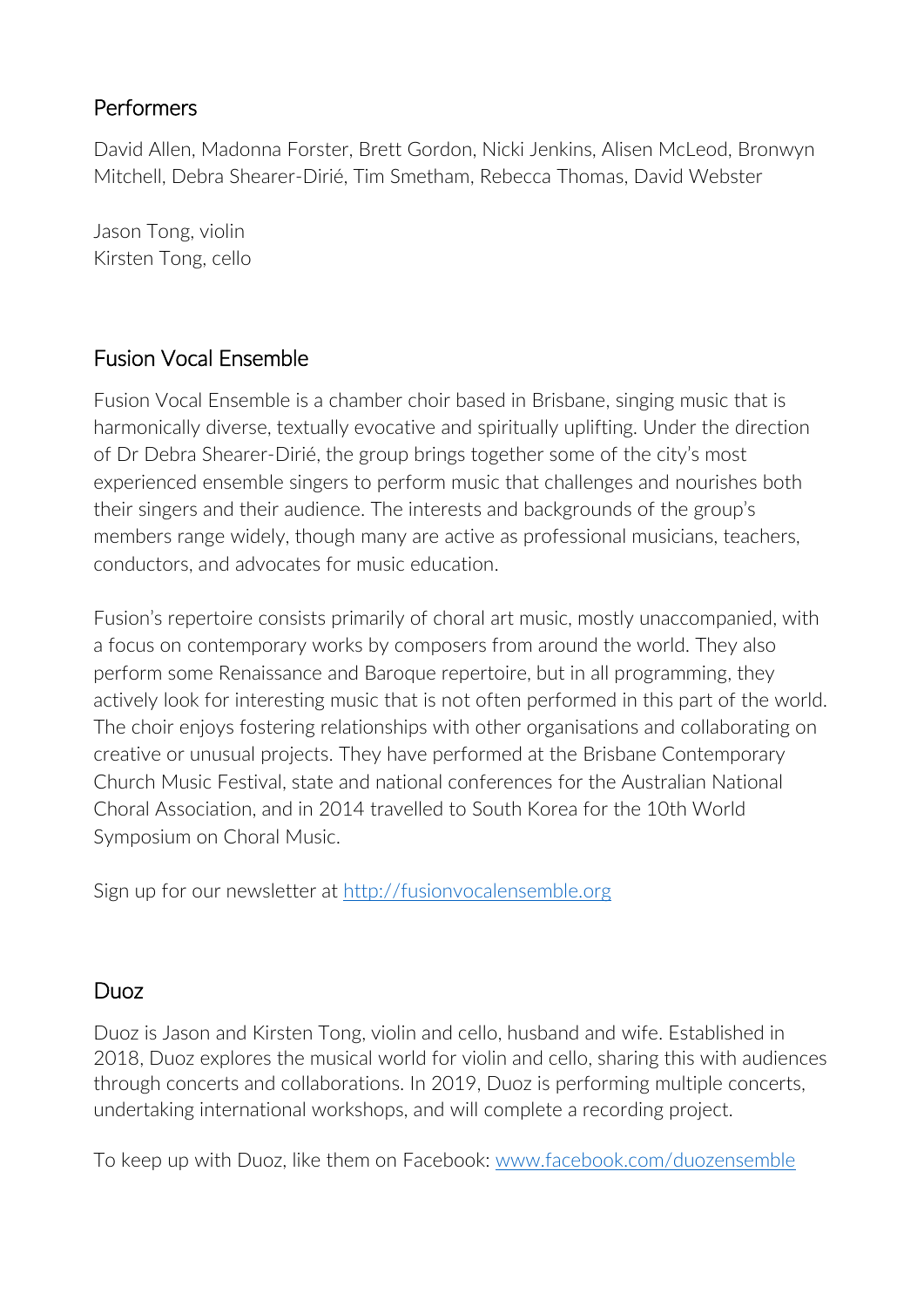## Performers

David Allen, Madonna Forster, Brett Gordon, Nicki Jenkins, Alisen McLeod, Bronwyn Mitchell, Debra Shearer-Dirié, Tim Smetham, Rebecca Thomas, David Webster

Jason Tong, violin
Kirsten Tong, cello

## Fusion Vocal Ensemble

Fusion Vocal Ensemble is a chamber choir based in Brisbane, singing music that is harmonically diverse, textually evocative and spiritually uplifting. Under the direction of Dr Debra Shearer-Dirié, the group brings together some of the city's most experienced ensemble singers to perform music that challenges and nourishes both their singers and their audience. The interests and backgrounds of the group's members range widely, though many are active as professional musicians, teachers, conductors, and advocates for music education.

Fusion's repertoire consists primarily of choral art music, mostly unaccompanied, with a focus on contemporary works by composers from around the world. They also perform some Renaissance and Baroque repertoire, but in all programming, they actively look for interesting music that is not often performed in this part of the world. The choir enjoys fostering relationships with other organisations and collaborating on creative or unusual projects. They have performed at the Brisbane Contemporary Church Music Festival, state and national conferences for the Australian National Choral Association, and in 2014 travelled to South Korea for the 10th World Symposium on Choral Music.

Sign up for our newsletter at [http://fusionvocalensemble.org](http://fusionvocalensemble.org)

## Duoz

Duoz is Jason and Kirsten Tong, violin and cello, husband and wife. Established in 2018, Duoz explores the musical world for violin and cello, sharing this with audiences through concerts and collaborations. In 2019, Duoz is performing multiple concerts, undertaking international workshops, and will complete a recording project.

To keep up with Duoz, like them on Facebook: [www.facebook.com/duozensemble](www.facebook.com/duozensemble)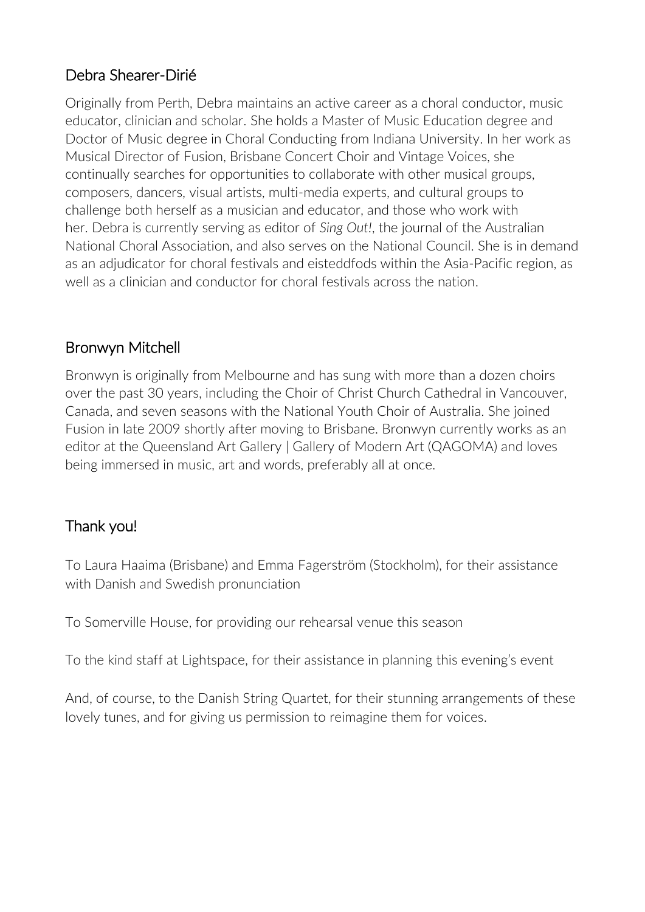## Debra Shearer-Dirié

Originally from Perth, Debra maintains an active career as a choral conductor, music educator, clinician and scholar. She holds a Master of Music Education degree and Doctor of Music degree in Choral Conducting from Indiana University. In her work as Musical Director of Fusion, Brisbane Concert Choir and Vintage Voices, she continually searches for opportunities to collaborate with other musical groups, composers, dancers, visual artists, multi-media experts, and cultural groups to challenge both herself as a musician and educator, and those who work with her. Debra is currently serving as editor of *Sing Out!*, the journal of the Australian National Choral Association, and also serves on the National Council. She is in demand as an adjudicator for choral festivals and eisteddfods within the Asia-Pacific region, as well as a clinician and conductor for choral festivals across the nation.

## Bronwyn Mitchell

Bronwyn is originally from Melbourne and has sung with more than a dozen choirs over the past 30 years, including the Choir of Christ Church Cathedral in Vancouver, Canada, and seven seasons with the National Youth Choir of Australia. She joined Fusion in late 2009 shortly after moving to Brisbane. Bronwyn currently works as an editor at the Queensland Art Gallery | Gallery of Modern Art (QAGOMA) and loves being immersed in music, art and words, preferably all at once.

## Thank you!

To Laura Haaima (Brisbane) and Emma Fagerström (Stockholm), for their assistance with Danish and Swedish pronunciation

To Somerville House, for providing our rehearsal venue this season

To the kind staff at Lightspace, for their assistance in planning this evening's event

And, of course, to the Danish String Quartet, for their stunning arrangements of these lovely tunes, and for giving us permission to reimagine them for voices.